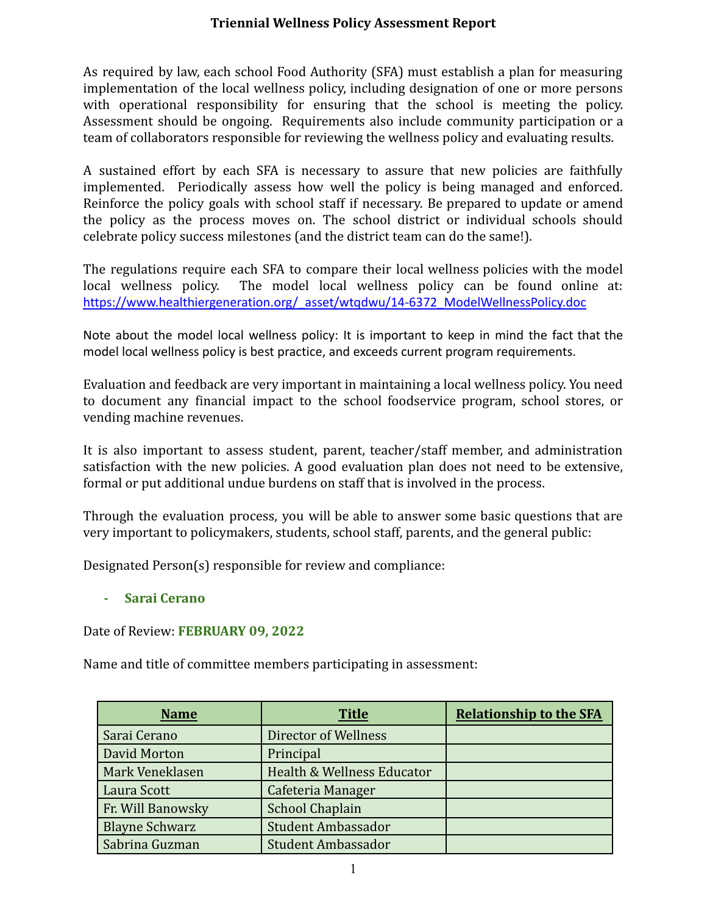# Triennial Wellness Policy Assessment Report

As required by law, each school Food Authority (SFA) must establish a plan for measuring implementation of the local wellness policy, including designation of one or more persons with operational responsibility for ensuring that the school is meeting the policy. Assessment should be ongoing. Requirements also include community participation or a team of collaborators responsible for reviewing the wellness policy and evaluating results.

A sustained effort by each SFA is necessary to assure that new policies are faithfully implemented. Periodically assess how well the policy is being managed and enforced. Reinforce the policy goals with school staff if necessary. Be prepared to update or amend the policy as the process moves on. The school district or individual schools should celebrate policy success milestones (and the district team can do the same!).

The regulations require each SFA to compare their local wellness policies with the model local wellness policy. The model local wellness policy can be found online at: https://www.healthiergeneration.org/_asset/wtqdwu/14-6372_ModelWellnessPolicy.doc

Note about the model local wellness policy: It is important to keep in mind the fact that the model local wellness policy is best practice, and exceeds current program requirements.

Evaluation and feedback are very important in maintaining a local wellness policy. You need to document any financial impact to the school foodservice program, school stores, or vending machine revenues.

It is also important to assess student, parent, teacher/staff member, and administration satisfaction with the new policies. A good evaluation plan does not need to be extensive, formal or put additional undue burdens on staff that is involved in the process.

Through the evaluation process, you will be able to answer some basic questions that are very important to policymakers, students, school staff, parents, and the general public:

Designated Person(s) responsible for review and compliance:

- **Sarai Cerano**

Date of Review: **FEBRUARY 09, 2022**

Name and title of committee members participating in assessment:

| Name | Title | Relationship to the SFA |
|---|---|---|
| Sarai Cerano | Director of Wellness | |
| David Morton | Principal | |
| Mark Veneklasen | Health & Wellness Educator | |
| Laura Scott | Cafeteria Manager | |
| Fr. Will Banowsky | School Chaplain | |
| Blayne Schwarz | Student Ambassador | |
| Sabrina Guzman | Student Ambassador | |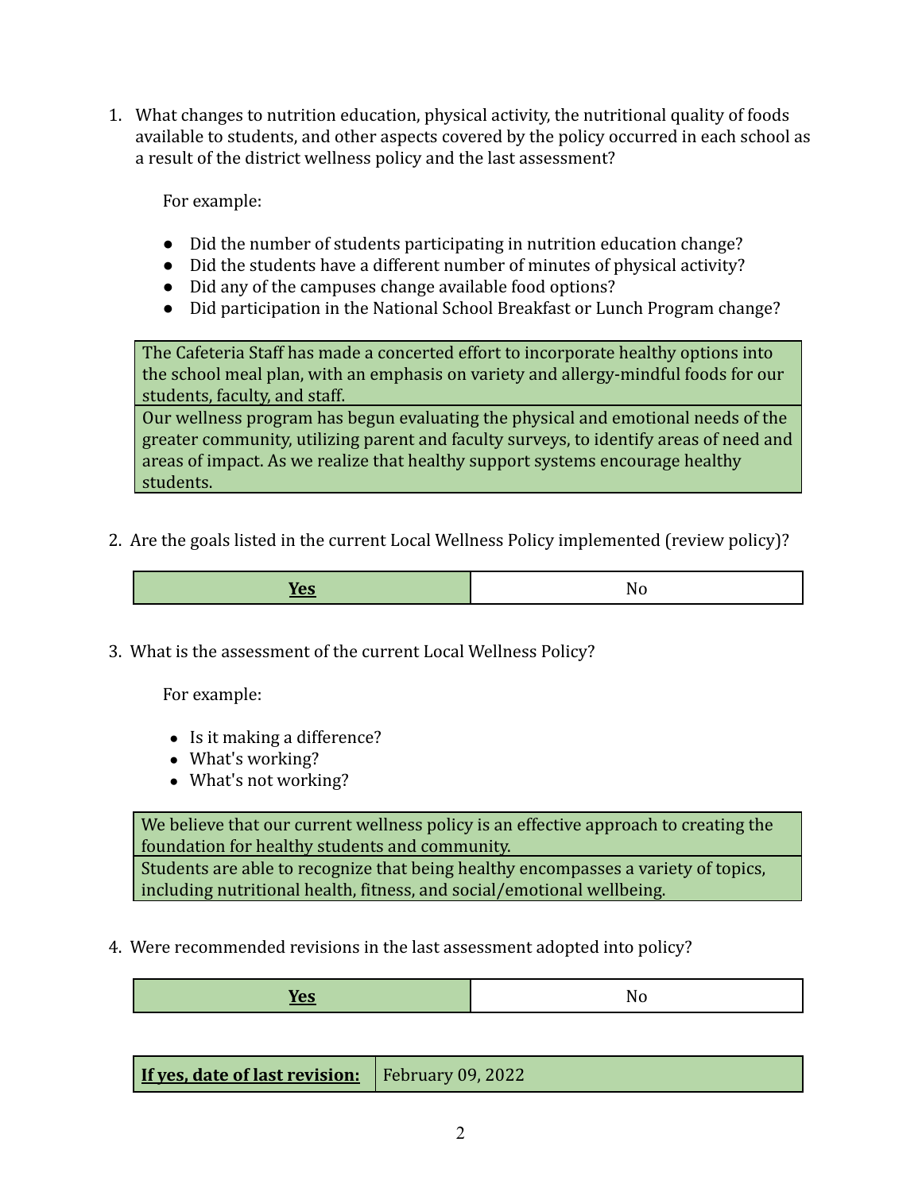1. What changes to nutrition education, physical activity, the nutritional quality of foods available to students, and other aspects covered by the policy occurred in each school as a result of the district wellness policy and the last assessment?

   For example:

   - Did the number of students participating in nutrition education change?
   - Did the students have a different number of minutes of physical activity?
   - Did any of the campuses change available food options?
   - Did participation in the National School Breakfast or Lunch Program change?

| The Cafeteria Staff has made a concerted effort to incorporate healthy options into the school meal plan, with an emphasis on variety and allergy-mindful foods for our students, faculty, and staff. |
|---|
| Our wellness program has begun evaluating the physical and emotional needs of the greater community, utilizing parent and faculty surveys, to identify areas of need and areas of impact. As we realize that healthy support systems encourage healthy students. |

2. Are the goals listed in the current Local Wellness Policy implemented (review policy)?

| **Yes** | No |
|---|---|

3. What is the assessment of the current Local Wellness Policy?

   For example:

   - Is it making a difference?
   - What's working?
   - What's not working?

| We believe that our current wellness policy is an effective approach to creating the foundation for healthy students and community. |
|---|
| Students are able to recognize that being healthy encompasses a variety of topics, including nutritional health, fitness, and social/emotional wellbeing. |

4. Were recommended revisions in the last assessment adopted into policy?

| **Yes** | No |
|---|---|

| **If yes, date of last revision:** | February 09, 2022 |
|---|---|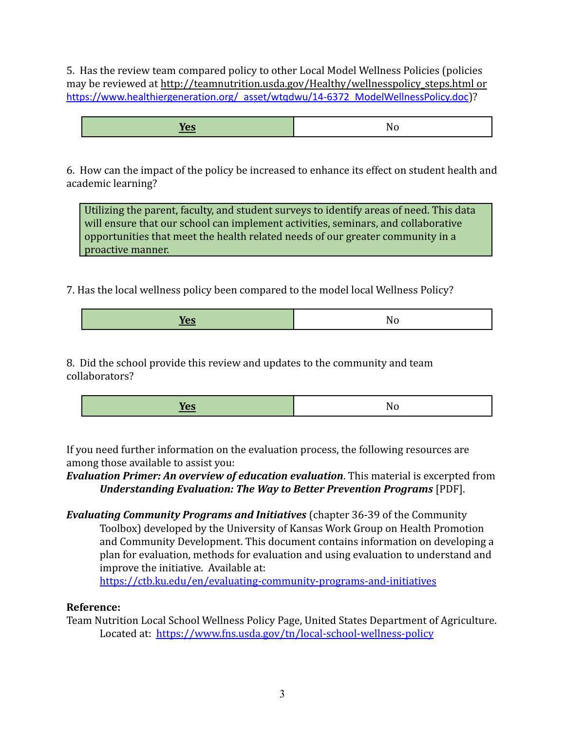5. Has the review team compared policy to other Local Model Wellness Policies (policies may be reviewed at http://teamnutrition.usda.gov/Healthy/wellnesspolicy_steps.html or https://www.healthiergeneration.org/_asset/wtqdwu/14-6372_ModelWellnessPolicy.doc)?

| | |
|---|---|
| **Yes** | No |

6. How can the impact of the policy be increased to enhance its effect on student health and academic learning?

| |
|---|
| Utilizing the parent, faculty, and student surveys to identify areas of need. This data will ensure that our school can implement activities, seminars, and collaborative opportunities that meet the health related needs of our greater community in a proactive manner. |

7. Has the local wellness policy been compared to the model local Wellness Policy?

| | |
|---|---|
| **Yes** | No |

8. Did the school provide this review and updates to the community and team collaborators?

| | |
|---|---|
| **Yes** | No |

If you need further information on the evaluation process, the following resources are among those available to assist you:

***Evaluation Primer: An overview of education evaluation***. This material is excerpted from ***Understanding Evaluation: The Way to Better Prevention Programs*** [PDF].

***Evaluating Community Programs and Initiatives*** (chapter 36-39 of the Community Toolbox) developed by the University of Kansas Work Group on Health Promotion and Community Development. This document contains information on developing a plan for evaluation, methods for evaluation and using evaluation to understand and improve the initiative. Available at: https://ctb.ku.edu/en/evaluating-community-programs-and-initiatives

**Reference:**

Team Nutrition Local School Wellness Policy Page, United States Department of Agriculture. Located at: https://www.fns.usda.gov/tn/local-school-wellness-policy